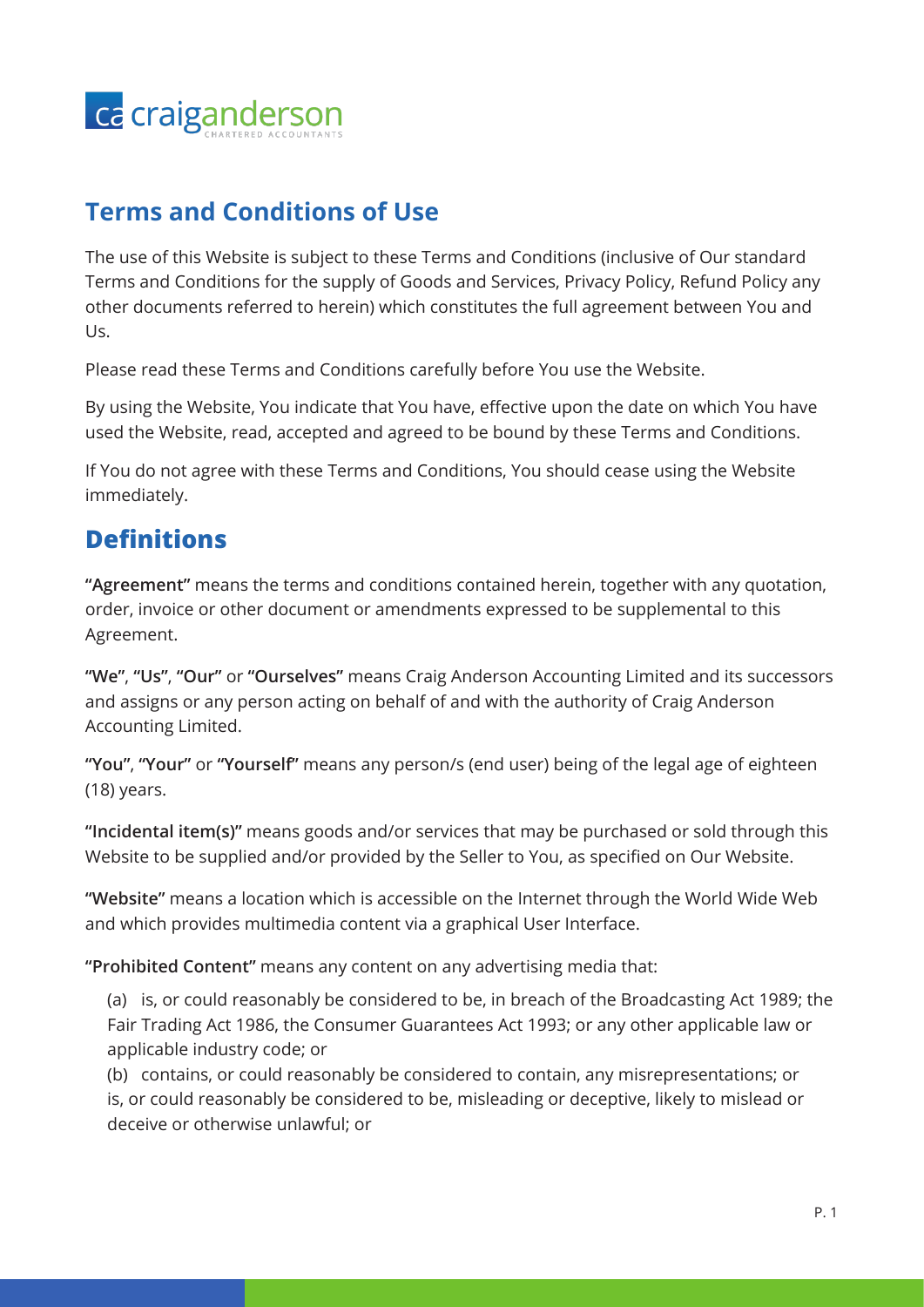# Terms and Conditions of Use

The use of this Website is subject to these Terms and Conditions (inclusive of Our standard Terms and Conditions for the supply of Goods and Services, Privacy Policy, Refund Policy any other documents referred to herein) which constitutes the full agreement between You and Us.

Please read these Terms and Conditions carefully before You use the Website.

By using the Website, You indicate that You have, effective upon the date on which You have used the Website, read, accepted and agreed to be bound by these Terms and Conditions.

If You do not agree with these Terms and Conditions, You should cease using the Website immediately.

## Definitions

**"Agreement"** means the terms and conditions contained herein, together with any quotation, order, invoice or other document or amendments expressed to be supplemental to this Agreement.

**"We"**, **"Us"**, **"Our"** or **"Ourselves"** means Craig Anderson Accounting Limited and its successors and assigns or any person acting on behalf of and with the authority of Craig Anderson Accounting Limited.

**"You"**, **"Your"** or **"Yourself"** means any person/s (end user) being of the legal age of eighteen (18) years.

**"Incidental item(s)"** means goods and/or services that may be purchased or sold through this Website to be supplied and/or provided by the Seller to You, as specified on Our Website.

**"Website"** means a location which is accessible on the Internet through the World Wide Web and which provides multimedia content via a graphical User Interface.

**"Prohibited Content"** means any content on any advertising media that:

(a) is, or could reasonably be considered to be, in breach of the Broadcasting Act 1989; the Fair Trading Act 1986, the Consumer Guarantees Act 1993; or any other applicable law or applicable industry code; or

(b) contains, or could reasonably be considered to contain, any misrepresentations; or is, or could reasonably be considered to be, misleading or deceptive, likely to mislead or deceive or otherwise unlawful; or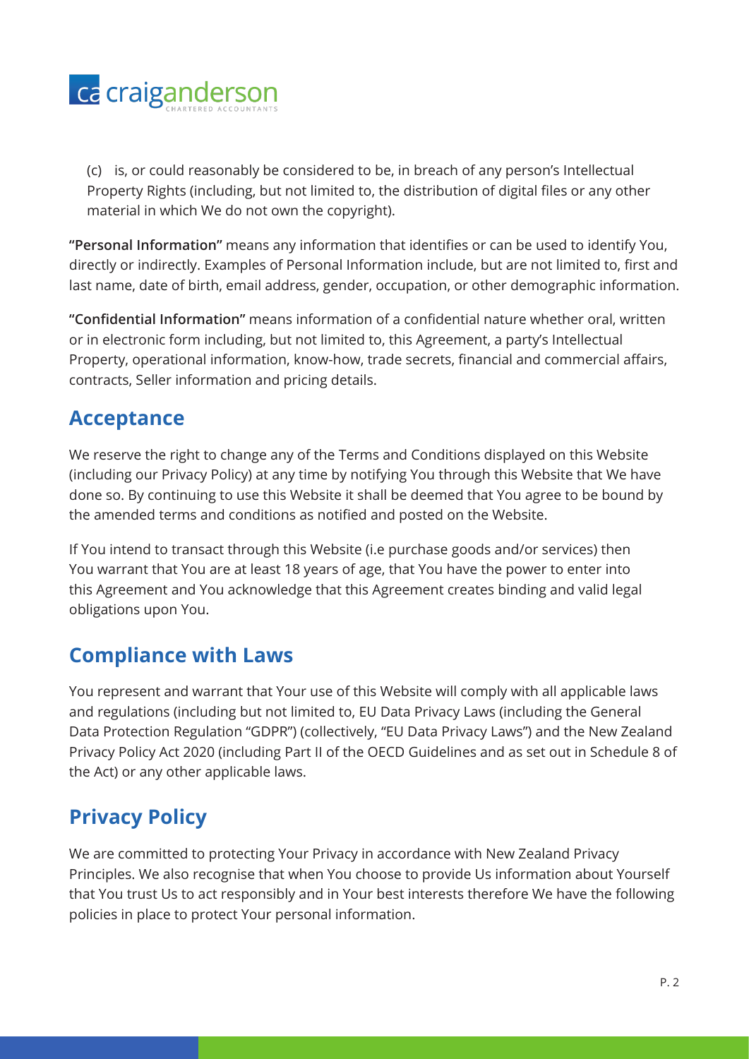(c) is, or could reasonably be considered to be, in breach of any person's Intellectual Property Rights (including, but not limited to, the distribution of digital files or any other material in which We do not own the copyright).

**"Personal Information"** means any information that identifies or can be used to identify You, directly or indirectly. Examples of Personal Information include, but are not limited to, first and last name, date of birth, email address, gender, occupation, or other demographic information.

**"Confidential Information"** means information of a confidential nature whether oral, written or in electronic form including, but not limited to, this Agreement, a party's Intellectual Property, operational information, know-how, trade secrets, financial and commercial affairs, contracts, Seller information and pricing details.

## Acceptance

We reserve the right to change any of the Terms and Conditions displayed on this Website (including our Privacy Policy) at any time by notifying You through this Website that We have done so. By continuing to use this Website it shall be deemed that You agree to be bound by the amended terms and conditions as notified and posted on the Website.

If You intend to transact through this Website (i.e purchase goods and/or services) then You warrant that You are at least 18 years of age, that You have the power to enter into this Agreement and You acknowledge that this Agreement creates binding and valid legal obligations upon You.

## Compliance with Laws

You represent and warrant that Your use of this Website will comply with all applicable laws and regulations (including but not limited to, EU Data Privacy Laws (including the General Data Protection Regulation "GDPR") (collectively, "EU Data Privacy Laws") and the New Zealand Privacy Policy Act 2020 (including Part II of the OECD Guidelines and as set out in Schedule 8 of the Act) or any other applicable laws.

## Privacy Policy

We are committed to protecting Your Privacy in accordance with New Zealand Privacy Principles. We also recognise that when You choose to provide Us information about Yourself that You trust Us to act responsibly and in Your best interests therefore We have the following policies in place to protect Your personal information.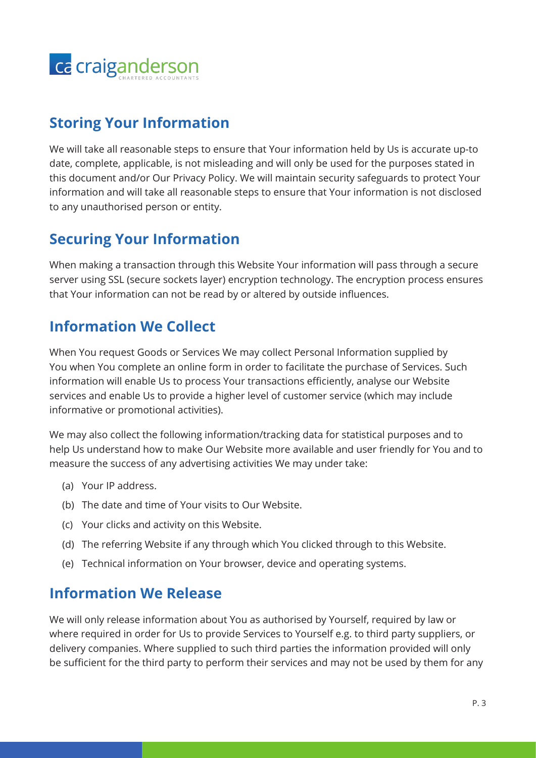## Storing Your Information

We will take all reasonable steps to ensure that Your information held by Us is accurate up-to date, complete, applicable, is not misleading and will only be used for the purposes stated in this document and/or Our Privacy Policy. We will maintain security safeguards to protect Your information and will take all reasonable steps to ensure that Your information is not disclosed to any unauthorised person or entity.

## Securing Your Information

When making a transaction through this Website Your information will pass through a secure server using SSL (secure sockets layer) encryption technology. The encryption process ensures that Your information can not be read by or altered by outside influences.

## Information We Collect

When You request Goods or Services We may collect Personal Information supplied by You when You complete an online form in order to facilitate the purchase of Services. Such information will enable Us to process Your transactions efficiently, analyse our Website services and enable Us to provide a higher level of customer service (which may include informative or promotional activities).

We may also collect the following information/tracking data for statistical purposes and to help Us understand how to make Our Website more available and user friendly for You and to measure the success of any advertising activities We may under take:

(a) Your IP address.

(b) The date and time of Your visits to Our Website.

(c) Your clicks and activity on this Website.

(d) The referring Website if any through which You clicked through to this Website.

(e) Technical information on Your browser, device and operating systems.

## Information We Release

We will only release information about You as authorised by Yourself, required by law or where required in order for Us to provide Services to Yourself e.g. to third party suppliers, or delivery companies. Where supplied to such third parties the information provided will only be sufficient for the third party to perform their services and may not be used by them for any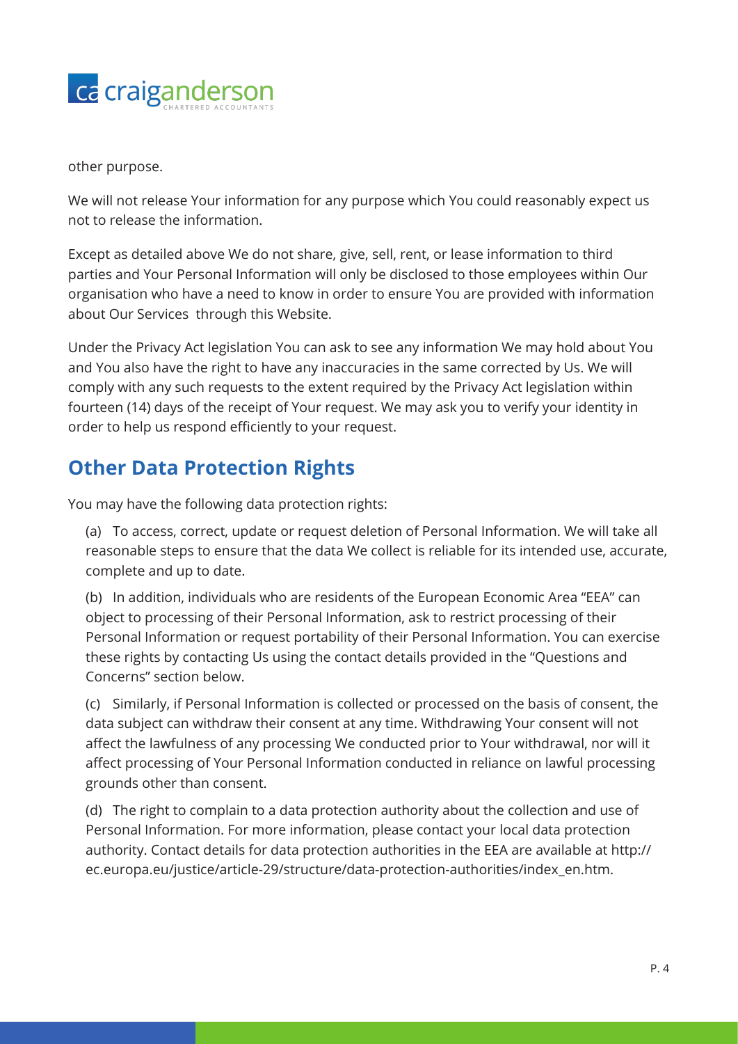other purpose.

We will not release Your information for any purpose which You could reasonably expect us not to release the information.

Except as detailed above We do not share, give, sell, rent, or lease information to third parties and Your Personal Information will only be disclosed to those employees within Our organisation who have a need to know in order to ensure You are provided with information about Our Services through this Website.

Under the Privacy Act legislation You can ask to see any information We may hold about You and You also have the right to have any inaccuracies in the same corrected by Us. We will comply with any such requests to the extent required by the Privacy Act legislation within fourteen (14) days of the receipt of Your request. We may ask you to verify your identity in order to help us respond efficiently to your request.

## Other Data Protection Rights

You may have the following data protection rights:

(a) To access, correct, update or request deletion of Personal Information. We will take all reasonable steps to ensure that the data We collect is reliable for its intended use, accurate, complete and up to date.

(b) In addition, individuals who are residents of the European Economic Area "EEA" can object to processing of their Personal Information, ask to restrict processing of their Personal Information or request portability of their Personal Information. You can exercise these rights by contacting Us using the contact details provided in the "Questions and Concerns" section below.

(c) Similarly, if Personal Information is collected or processed on the basis of consent, the data subject can withdraw their consent at any time. Withdrawing Your consent will not affect the lawfulness of any processing We conducted prior to Your withdrawal, nor will it affect processing of Your Personal Information conducted in reliance on lawful processing grounds other than consent.

(d) The right to complain to a data protection authority about the collection and use of Personal Information. For more information, please contact your local data protection authority. Contact details for data protection authorities in the EEA are available at http://ec.europa.eu/justice/article-29/structure/data-protection-authorities/index_en.htm.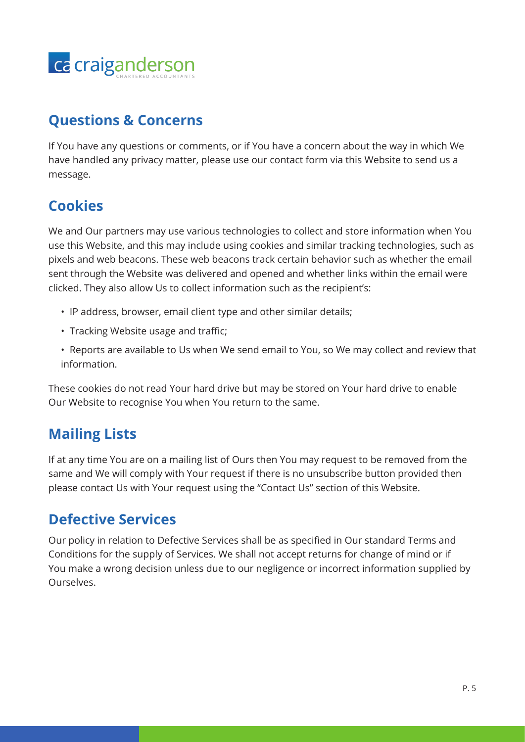## Questions & Concerns

If You have any questions or comments, or if You have a concern about the way in which We have handled any privacy matter, please use our contact form via this Website to send us a message.

## Cookies

We and Our partners may use various technologies to collect and store information when You use this Website, and this may include using cookies and similar tracking technologies, such as pixels and web beacons. These web beacons track certain behavior such as whether the email sent through the Website was delivered and opened and whether links within the email were clicked. They also allow Us to collect information such as the recipient's:

- IP address, browser, email client type and other similar details;
- Tracking Website usage and traffic;
- Reports are available to Us when We send email to You, so We may collect and review that information.

These cookies do not read Your hard drive but may be stored on Your hard drive to enable Our Website to recognise You when You return to the same.

## Mailing Lists

If at any time You are on a mailing list of Ours then You may request to be removed from the same and We will comply with Your request if there is no unsubscribe button provided then please contact Us with Your request using the "Contact Us" section of this Website.

## Defective Services

Our policy in relation to Defective Services shall be as specified in Our standard Terms and Conditions for the supply of Services. We shall not accept returns for change of mind or if You make a wrong decision unless due to our negligence or incorrect information supplied by Ourselves.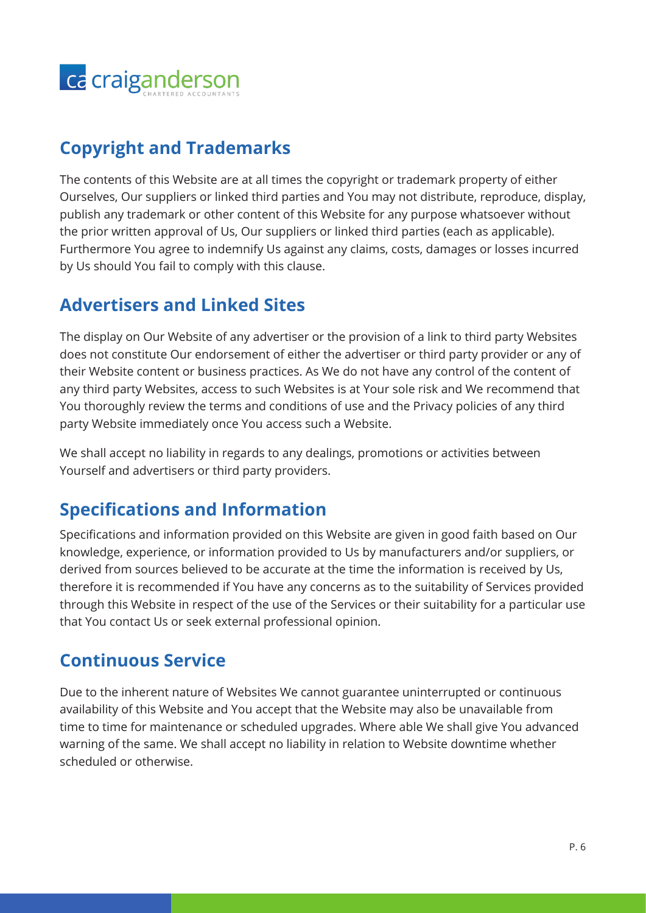## Copyright and Trademarks

The contents of this Website are at all times the copyright or trademark property of either Ourselves, Our suppliers or linked third parties and You may not distribute, reproduce, display, publish any trademark or other content of this Website for any purpose whatsoever without the prior written approval of Us, Our suppliers or linked third parties (each as applicable). Furthermore You agree to indemnify Us against any claims, costs, damages or losses incurred by Us should You fail to comply with this clause.

## Advertisers and Linked Sites

The display on Our Website of any advertiser or the provision of a link to third party Websites does not constitute Our endorsement of either the advertiser or third party provider or any of their Website content or business practices. As We do not have any control of the content of any third party Websites, access to such Websites is at Your sole risk and We recommend that You thoroughly review the terms and conditions of use and the Privacy policies of any third party Website immediately once You access such a Website.

We shall accept no liability in regards to any dealings, promotions or activities between Yourself and advertisers or third party providers.

## Specifications and Information

Specifications and information provided on this Website are given in good faith based on Our knowledge, experience, or information provided to Us by manufacturers and/or suppliers, or derived from sources believed to be accurate at the time the information is received by Us, therefore it is recommended if You have any concerns as to the suitability of Services provided through this Website in respect of the use of the Services or their suitability for a particular use that You contact Us or seek external professional opinion.

## Continuous Service

Due to the inherent nature of Websites We cannot guarantee uninterrupted or continuous availability of this Website and You accept that the Website may also be unavailable from time to time for maintenance or scheduled upgrades. Where able We shall give You advanced warning of the same. We shall accept no liability in relation to Website downtime whether scheduled or otherwise.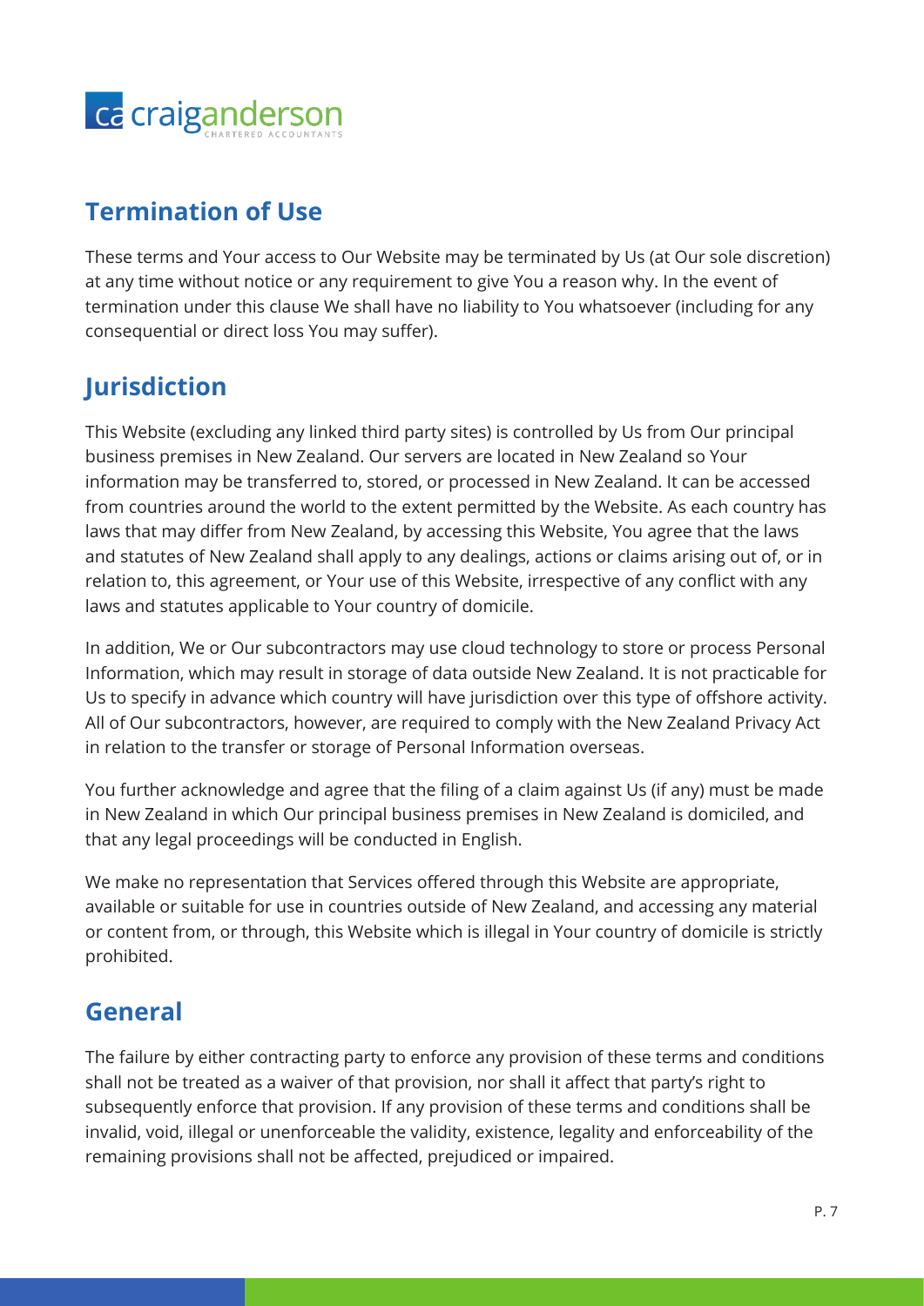## Termination of Use

These terms and Your access to Our Website may be terminated by Us (at Our sole discretion) at any time without notice or any requirement to give You a reason why. In the event of termination under this clause We shall have no liability to You whatsoever (including for any consequential or direct loss You may suffer).

## Jurisdiction

This Website (excluding any linked third party sites) is controlled by Us from Our principal business premises in New Zealand. Our servers are located in New Zealand so Your information may be transferred to, stored, or processed in New Zealand. It can be accessed from countries around the world to the extent permitted by the Website. As each country has laws that may differ from New Zealand, by accessing this Website, You agree that the laws and statutes of New Zealand shall apply to any dealings, actions or claims arising out of, or in relation to, this agreement, or Your use of this Website, irrespective of any conflict with any laws and statutes applicable to Your country of domicile.

In addition, We or Our subcontractors may use cloud technology to store or process Personal Information, which may result in storage of data outside New Zealand. It is not practicable for Us to specify in advance which country will have jurisdiction over this type of offshore activity. All of Our subcontractors, however, are required to comply with the New Zealand Privacy Act in relation to the transfer or storage of Personal Information overseas.

You further acknowledge and agree that the filing of a claim against Us (if any) must be made in New Zealand in which Our principal business premises in New Zealand is domiciled, and that any legal proceedings will be conducted in English.

We make no representation that Services offered through this Website are appropriate, available or suitable for use in countries outside of New Zealand, and accessing any material or content from, or through, this Website which is illegal in Your country of domicile is strictly prohibited.

## General

The failure by either contracting party to enforce any provision of these terms and conditions shall not be treated as a waiver of that provision, nor shall it affect that party's right to subsequently enforce that provision. If any provision of these terms and conditions shall be invalid, void, illegal or unenforceable the validity, existence, legality and enforceability of the remaining provisions shall not be affected, prejudiced or impaired.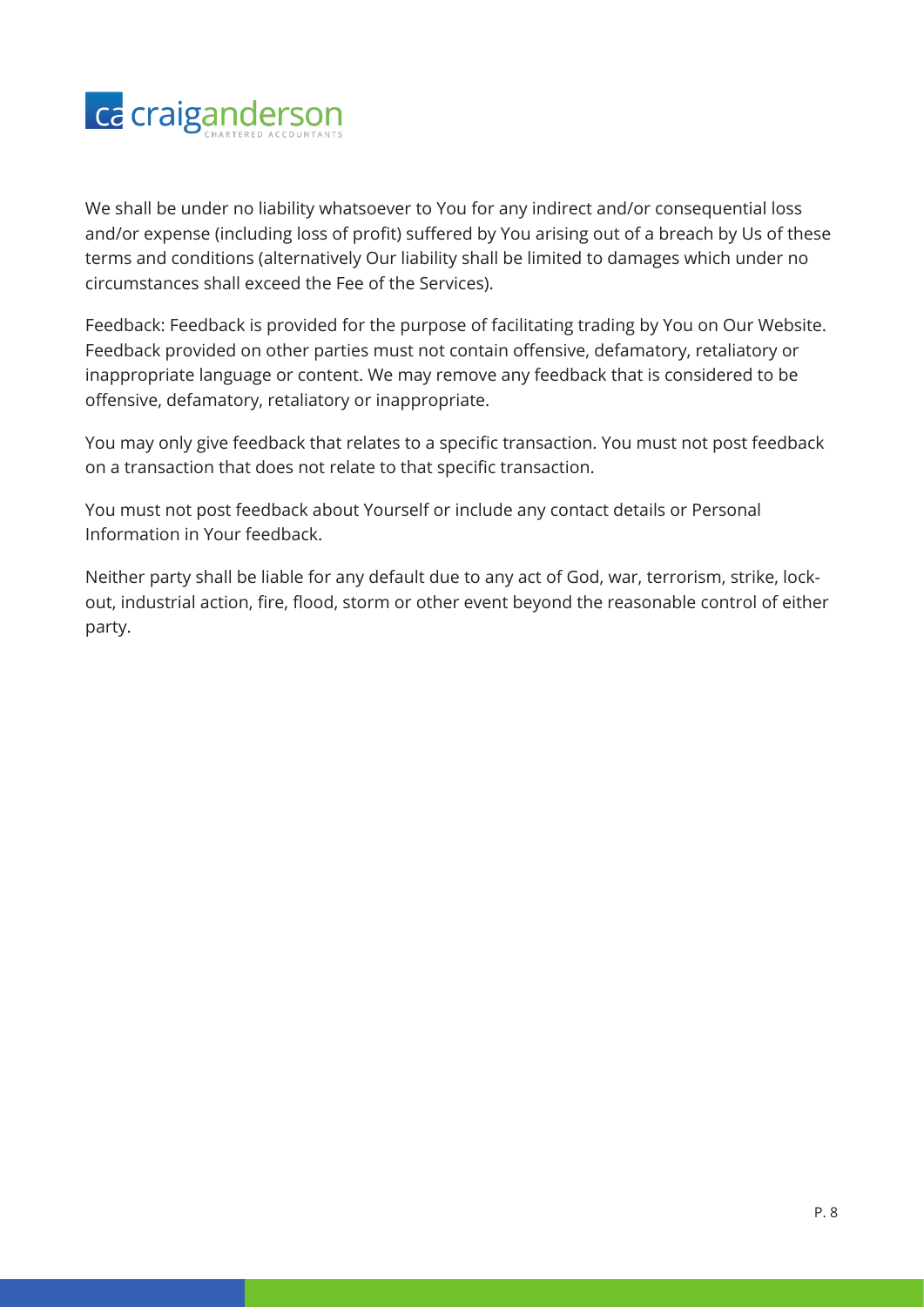We shall be under no liability whatsoever to You for any indirect and/or consequential loss and/or expense (including loss of profit) suffered by You arising out of a breach by Us of these terms and conditions (alternatively Our liability shall be limited to damages which under no circumstances shall exceed the Fee of the Services).

Feedback: Feedback is provided for the purpose of facilitating trading by You on Our Website. Feedback provided on other parties must not contain offensive, defamatory, retaliatory or inappropriate language or content. We may remove any feedback that is considered to be offensive, defamatory, retaliatory or inappropriate.

You may only give feedback that relates to a specific transaction. You must not post feedback on a transaction that does not relate to that specific transaction.

You must not post feedback about Yourself or include any contact details or Personal Information in Your feedback.

Neither party shall be liable for any default due to any act of God, war, terrorism, strike, lock-out, industrial action, fire, flood, storm or other event beyond the reasonable control of either party.